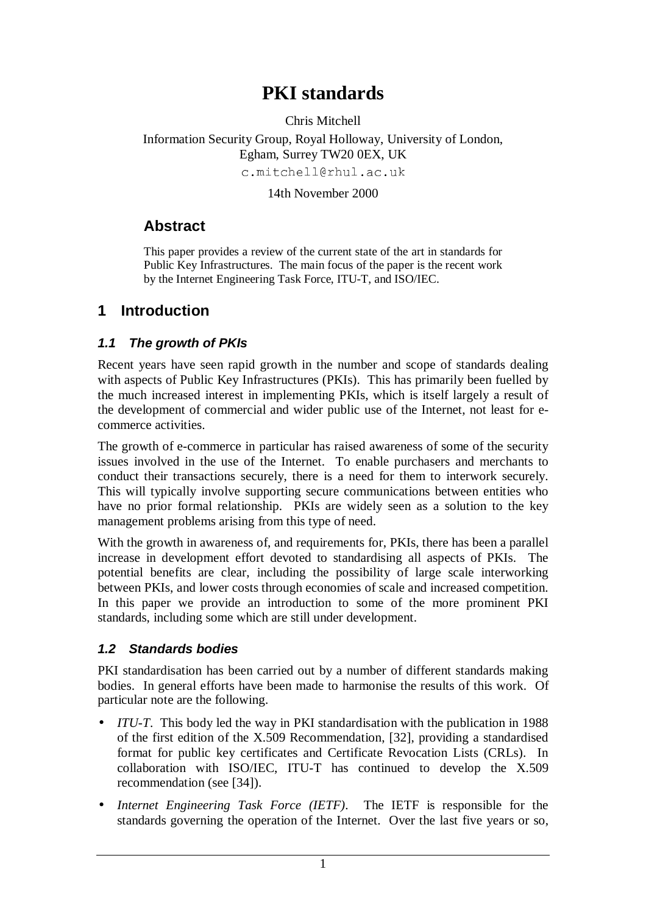# PKI standards

Chris Mitchell

Information Security Group, Royal Holloway, University of London,
Egham, Surrey TW20 0EX, UK

c.mitchell@rhul.ac.uk

14th November 2000

## Abstract

This paper provides a review of the current state of the art in standards for Public Key Infrastructures. The main focus of the paper is the recent work by the Internet Engineering Task Force, ITU-T, and ISO/IEC.

## 1 Introduction

### *1.1 The growth of PKIs*

Recent years have seen rapid growth in the number and scope of standards dealing with aspects of Public Key Infrastructures (PKIs). This has primarily been fuelled by the much increased interest in implementing PKIs, which is itself largely a result of the development of commercial and wider public use of the Internet, not least for e-commerce activities.

The growth of e-commerce in particular has raised awareness of some of the security issues involved in the use of the Internet. To enable purchasers and merchants to conduct their transactions securely, there is a need for them to interwork securely. This will typically involve supporting secure communications between entities who have no prior formal relationship. PKIs are widely seen as a solution to the key management problems arising from this type of need.

With the growth in awareness of, and requirements for, PKIs, there has been a parallel increase in development effort devoted to standardising all aspects of PKIs. The potential benefits are clear, including the possibility of large scale interworking between PKIs, and lower costs through economies of scale and increased competition. In this paper we provide an introduction to some of the more prominent PKI standards, including some which are still under development.

### *1.2 Standards bodies*

PKI standardisation has been carried out by a number of different standards making bodies. In general efforts have been made to harmonise the results of this work. Of particular note are the following.

- *ITU-T*. This body led the way in PKI standardisation with the publication in 1988 of the first edition of the X.509 Recommendation, [32], providing a standardised format for public key certificates and Certificate Revocation Lists (CRLs). In collaboration with ISO/IEC, ITU-T has continued to develop the X.509 recommendation (see [34]).
- *Internet Engineering Task Force (IETF)*. The IETF is responsible for the standards governing the operation of the Internet. Over the last five years or so,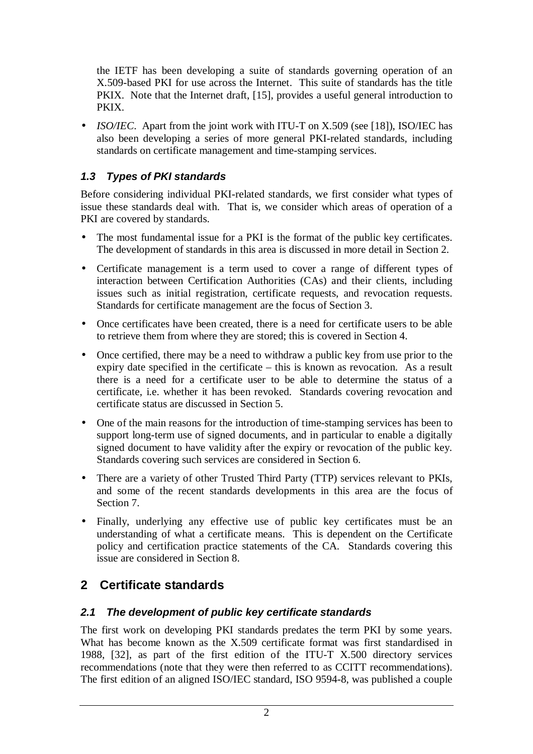the IETF has been developing a suite of standards governing operation of an X.509-based PKI for use across the Internet. This suite of standards has the title PKIX. Note that the Internet draft, [15], provides a useful general introduction to PKIX.

- *ISO/IEC*. Apart from the joint work with ITU-T on X.509 (see [18]), ISO/IEC has also been developing a series of more general PKI-related standards, including standards on certificate management and time-stamping services.

### *1.3 Types of PKI standards*

Before considering individual PKI-related standards, we first consider what types of issue these standards deal with. That is, we consider which areas of operation of a PKI are covered by standards.

- The most fundamental issue for a PKI is the format of the public key certificates. The development of standards in this area is discussed in more detail in Section 2.
- Certificate management is a term used to cover a range of different types of interaction between Certification Authorities (CAs) and their clients, including issues such as initial registration, certificate requests, and revocation requests. Standards for certificate management are the focus of Section 3.
- Once certificates have been created, there is a need for certificate users to be able to retrieve them from where they are stored; this is covered in Section 4.
- Once certified, there may be a need to withdraw a public key from use prior to the expiry date specified in the certificate – this is known as revocation. As a result there is a need for a certificate user to be able to determine the status of a certificate, i.e. whether it has been revoked. Standards covering revocation and certificate status are discussed in Section 5.
- One of the main reasons for the introduction of time-stamping services has been to support long-term use of signed documents, and in particular to enable a digitally signed document to have validity after the expiry or revocation of the public key. Standards covering such services are considered in Section 6.
- There are a variety of other Trusted Third Party (TTP) services relevant to PKIs, and some of the recent standards developments in this area are the focus of Section 7.
- Finally, underlying any effective use of public key certificates must be an understanding of what a certificate means. This is dependent on the Certificate policy and certification practice statements of the CA. Standards covering this issue are considered in Section 8.

## 2 Certificate standards

### *2.1 The development of public key certificate standards*

The first work on developing PKI standards predates the term PKI by some years. What has become known as the X.509 certificate format was first standardised in 1988, [32], as part of the first edition of the ITU-T X.500 directory services recommendations (note that they were then referred to as CCITT recommendations). The first edition of an aligned ISO/IEC standard, ISO 9594-8, was published a couple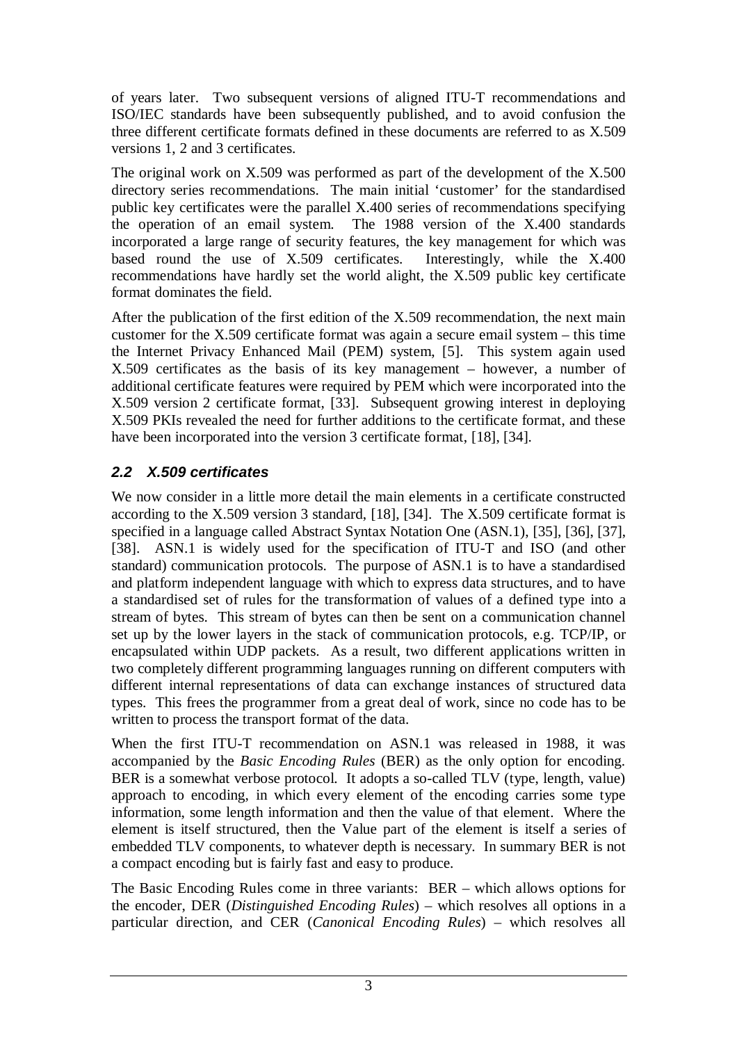of years later. Two subsequent versions of aligned ITU-T recommendations and ISO/IEC standards have been subsequently published, and to avoid confusion the three different certificate formats defined in these documents are referred to as X.509 versions 1, 2 and 3 certificates.

The original work on X.509 was performed as part of the development of the X.500 directory series recommendations. The main initial 'customer' for the standardised public key certificates were the parallel X.400 series of recommendations specifying the operation of an email system. The 1988 version of the X.400 standards incorporated a large range of security features, the key management for which was based round the use of X.509 certificates. Interestingly, while the X.400 recommendations have hardly set the world alight, the X.509 public key certificate format dominates the field.

After the publication of the first edition of the X.509 recommendation, the next main customer for the X.509 certificate format was again a secure email system – this time the Internet Privacy Enhanced Mail (PEM) system, [5]. This system again used X.509 certificates as the basis of its key management – however, a number of additional certificate features were required by PEM which were incorporated into the X.509 version 2 certificate format, [33]. Subsequent growing interest in deploying X.509 PKIs revealed the need for further additions to the certificate format, and these have been incorporated into the version 3 certificate format, [18], [34].

## *2.2 X.509 certificates*

We now consider in a little more detail the main elements in a certificate constructed according to the X.509 version 3 standard, [18], [34]. The X.509 certificate format is specified in a language called Abstract Syntax Notation One (ASN.1), [35], [36], [37], [38]. ASN.1 is widely used for the specification of ITU-T and ISO (and other standard) communication protocols. The purpose of ASN.1 is to have a standardised and platform independent language with which to express data structures, and to have a standardised set of rules for the transformation of values of a defined type into a stream of bytes. This stream of bytes can then be sent on a communication channel set up by the lower layers in the stack of communication protocols, e.g. TCP/IP, or encapsulated within UDP packets. As a result, two different applications written in two completely different programming languages running on different computers with different internal representations of data can exchange instances of structured data types. This frees the programmer from a great deal of work, since no code has to be written to process the transport format of the data.

When the first ITU-T recommendation on ASN.1 was released in 1988, it was accompanied by the *Basic Encoding Rules* (BER) as the only option for encoding. BER is a somewhat verbose protocol. It adopts a so-called TLV (type, length, value) approach to encoding, in which every element of the encoding carries some type information, some length information and then the value of that element. Where the element is itself structured, then the Value part of the element is itself a series of embedded TLV components, to whatever depth is necessary. In summary BER is not a compact encoding but is fairly fast and easy to produce.

The Basic Encoding Rules come in three variants: BER – which allows options for the encoder, DER (*Distinguished Encoding Rules*) – which resolves all options in a particular direction, and CER (*Canonical Encoding Rules*) – which resolves all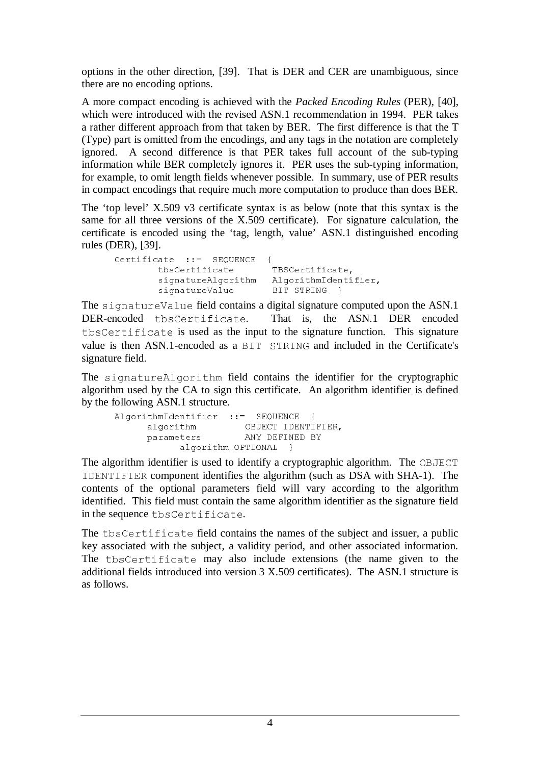options in the other direction, [39]. That is DER and CER are unambiguous, since there are no encoding options.

A more compact encoding is achieved with the *Packed Encoding Rules* (PER), [40], which were introduced with the revised ASN.1 recommendation in 1994. PER takes a rather different approach from that taken by BER. The first difference is that the T (Type) part is omitted from the encodings, and any tags in the notation are completely ignored. A second difference is that PER takes full account of the sub-typing information while BER completely ignores it. PER uses the sub-typing information, for example, to omit length fields whenever possible. In summary, use of PER results in compact encodings that require much more computation to produce than does BER.

The 'top level' X.509 v3 certificate syntax is as below (note that this syntax is the same for all three versions of the X.509 certificate). For signature calculation, the certificate is encoded using the 'tag, length, value' ASN.1 distinguished encoding rules (DER), [39].

```
Certificate  ::=  SEQUENCE  {
        tbsCertificate       TBSCertificate,
        signatureAlgorithm   AlgorithmIdentifier,
        signatureValue       BIT STRING  }
```

The `signatureValue` field contains a digital signature computed upon the ASN.1 DER-encoded `tbsCertificate`. That is, the ASN.1 DER encoded `tbsCertificate` is used as the input to the signature function. This signature value is then ASN.1-encoded as a `BIT STRING` and included in the Certificate's signature field.

The `signatureAlgorithm` field contains the identifier for the cryptographic algorithm used by the CA to sign this certificate. An algorithm identifier is defined by the following ASN.1 structure.

```
AlgorithmIdentifier  ::=  SEQUENCE  {
      algorithm         OBJECT IDENTIFIER,
      parameters        ANY DEFINED BY
            algorithm OPTIONAL  }
```

The algorithm identifier is used to identify a cryptographic algorithm. The `OBJECT IDENTIFIER` component identifies the algorithm (such as DSA with SHA-1). The contents of the optional parameters field will vary according to the algorithm identified. This field must contain the same algorithm identifier as the signature field in the sequence `tbsCertificate`.

The `tbsCertificate` field contains the names of the subject and issuer, a public key associated with the subject, a validity period, and other associated information. The `tbsCertificate` may also include extensions (the name given to the additional fields introduced into version 3 X.509 certificates). The ASN.1 structure is as follows.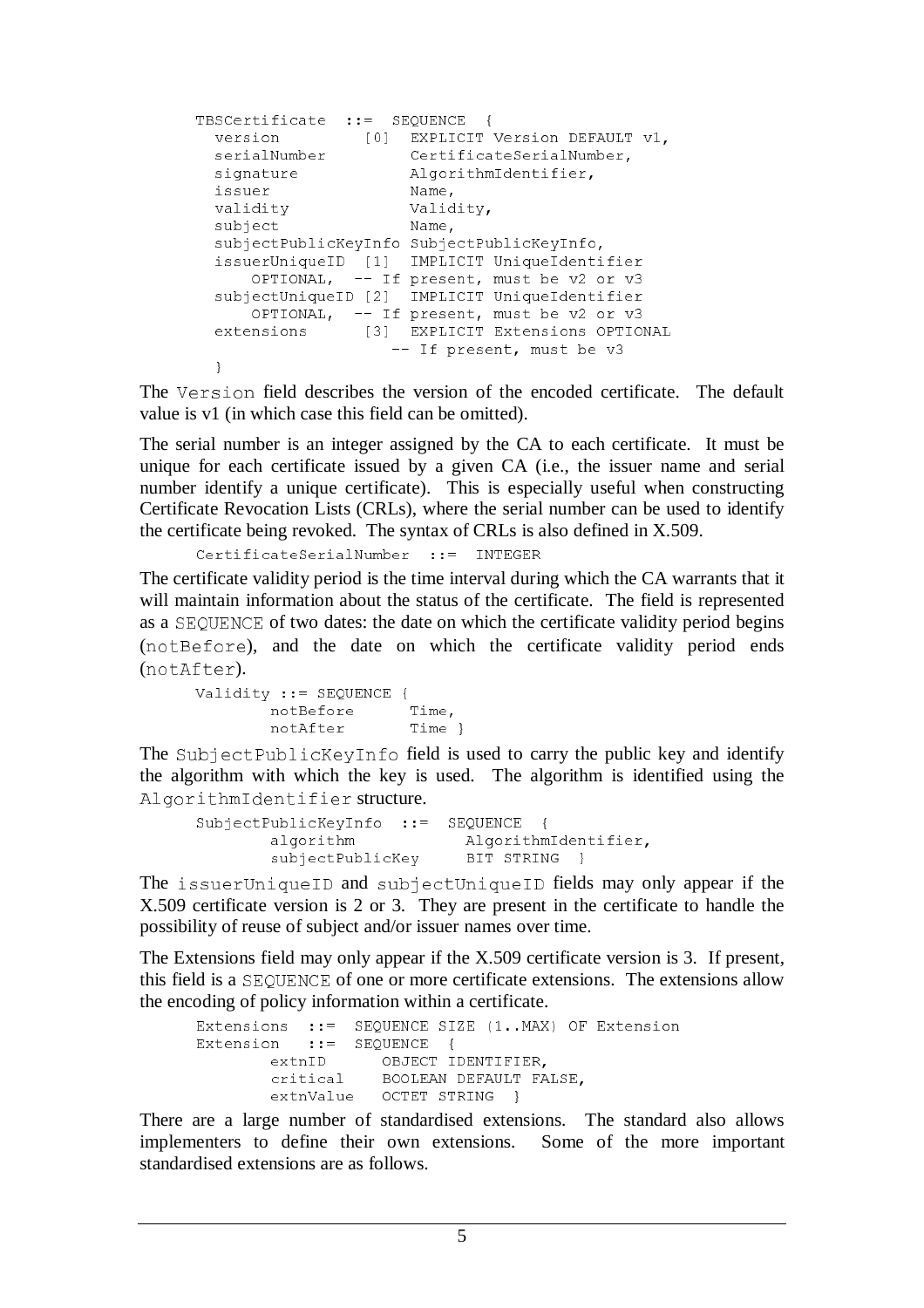```
TBSCertificate  ::=  SEQUENCE  {
  version         [0]  EXPLICIT Version DEFAULT v1,
  serialNumber         CertificateSerialNumber,
  signature            AlgorithmIdentifier,
  issuer               Name,
  validity             Validity,
  subject              Name,
  subjectPublicKeyInfo SubjectPublicKeyInfo,
  issuerUniqueID  [1]  IMPLICIT UniqueIdentifier
      OPTIONAL,  -- If present, must be v2 or v3
  subjectUniqueID [2]  IMPLICIT UniqueIdentifier
      OPTIONAL,  -- If present, must be v2 or v3
  extensions      [3]  EXPLICIT Extensions OPTIONAL
                    -- If present, must be v3
  }
```

The `Version` field describes the version of the encoded certificate. The default value is v1 (in which case this field can be omitted).

The serial number is an integer assigned by the CA to each certificate. It must be unique for each certificate issued by a given CA (i.e., the issuer name and serial number identify a unique certificate). This is especially useful when constructing Certificate Revocation Lists (CRLs), where the serial number can be used to identify the certificate being revoked. The syntax of CRLs is also defined in X.509.

```
CertificateSerialNumber  ::=  INTEGER
```

The certificate validity period is the time interval during which the CA warrants that it will maintain information about the status of the certificate. The field is represented as a `SEQUENCE` of two dates: the date on which the certificate validity period begins (`notBefore`), and the date on which the certificate validity period ends (`notAfter`).

```
Validity ::= SEQUENCE {
        notBefore      Time,
        notAfter       Time }
```

The `SubjectPublicKeyInfo` field is used to carry the public key and identify the algorithm with which the key is used. The algorithm is identified using the `AlgorithmIdentifier` structure.

```
SubjectPublicKeyInfo  ::=  SEQUENCE  {
        algorithm            AlgorithmIdentifier,
        subjectPublicKey     BIT STRING  }
```

The `issuerUniqueID` and `subjectUniqueID` fields may only appear if the X.509 certificate version is 2 or 3. They are present in the certificate to handle the possibility of reuse of subject and/or issuer names over time.

The Extensions field may only appear if the X.509 certificate version is 3. If present, this field is a `SEQUENCE` of one or more certificate extensions. The extensions allow the encoding of policy information within a certificate.

```
Extensions  ::=  SEQUENCE SIZE (1..MAX) OF Extension
Extension   ::=  SEQUENCE  {
        extnID      OBJECT IDENTIFIER,
        critical    BOOLEAN DEFAULT FALSE,
        extnValue   OCTET STRING  }
```

There are a large number of standardised extensions. The standard also allows implementers to define their own extensions. Some of the more important standardised extensions are as follows.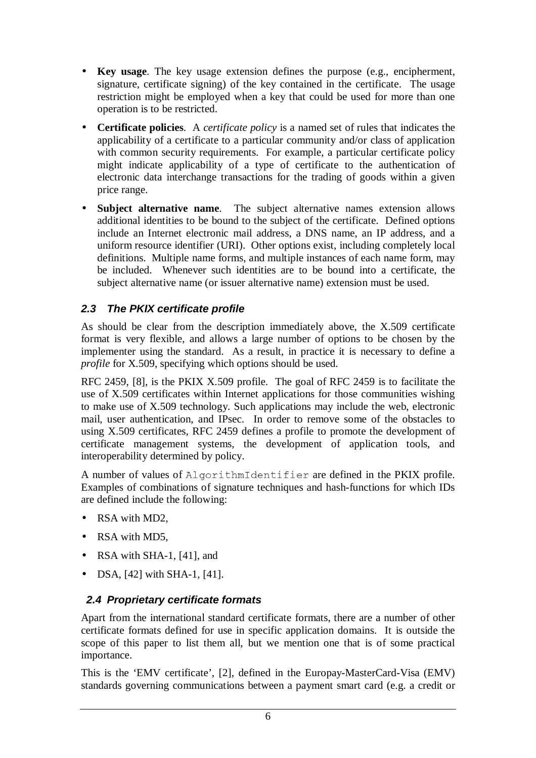- **Key usage**. The key usage extension defines the purpose (e.g., encipherment, signature, certificate signing) of the key contained in the certificate. The usage restriction might be employed when a key that could be used for more than one operation is to be restricted.
- **Certificate policies**. A *certificate policy* is a named set of rules that indicates the applicability of a certificate to a particular community and/or class of application with common security requirements. For example, a particular certificate policy might indicate applicability of a type of certificate to the authentication of electronic data interchange transactions for the trading of goods within a given price range.
- **Subject alternative name**. The subject alternative names extension allows additional identities to be bound to the subject of the certificate. Defined options include an Internet electronic mail address, a DNS name, an IP address, and a uniform resource identifier (URI). Other options exist, including completely local definitions. Multiple name forms, and multiple instances of each name form, may be included. Whenever such identities are to be bound into a certificate, the subject alternative name (or issuer alternative name) extension must be used.

### 2.3 The PKIX certificate profile

As should be clear from the description immediately above, the X.509 certificate format is very flexible, and allows a large number of options to be chosen by the implementer using the standard. As a result, in practice it is necessary to define a *profile* for X.509, specifying which options should be used.

RFC 2459, [8], is the PKIX X.509 profile. The goal of RFC 2459 is to facilitate the use of X.509 certificates within Internet applications for those communities wishing to make use of X.509 technology. Such applications may include the web, electronic mail, user authentication, and IPsec. In order to remove some of the obstacles to using X.509 certificates, RFC 2459 defines a profile to promote the development of certificate management systems, the development of application tools, and interoperability determined by policy.

A number of values of `AlgorithmIdentifier` are defined in the PKIX profile. Examples of combinations of signature techniques and hash-functions for which IDs are defined include the following:

- RSA with MD2,
- RSA with MD5,
- RSA with SHA-1, [41], and
- DSA, [42] with SHA-1, [41].

### 2.4 Proprietary certificate formats

Apart from the international standard certificate formats, there are a number of other certificate formats defined for use in specific application domains. It is outside the scope of this paper to list them all, but we mention one that is of some practical importance.

This is the 'EMV certificate', [2], defined in the Europay-MasterCard-Visa (EMV) standards governing communications between a payment smart card (e.g. a credit or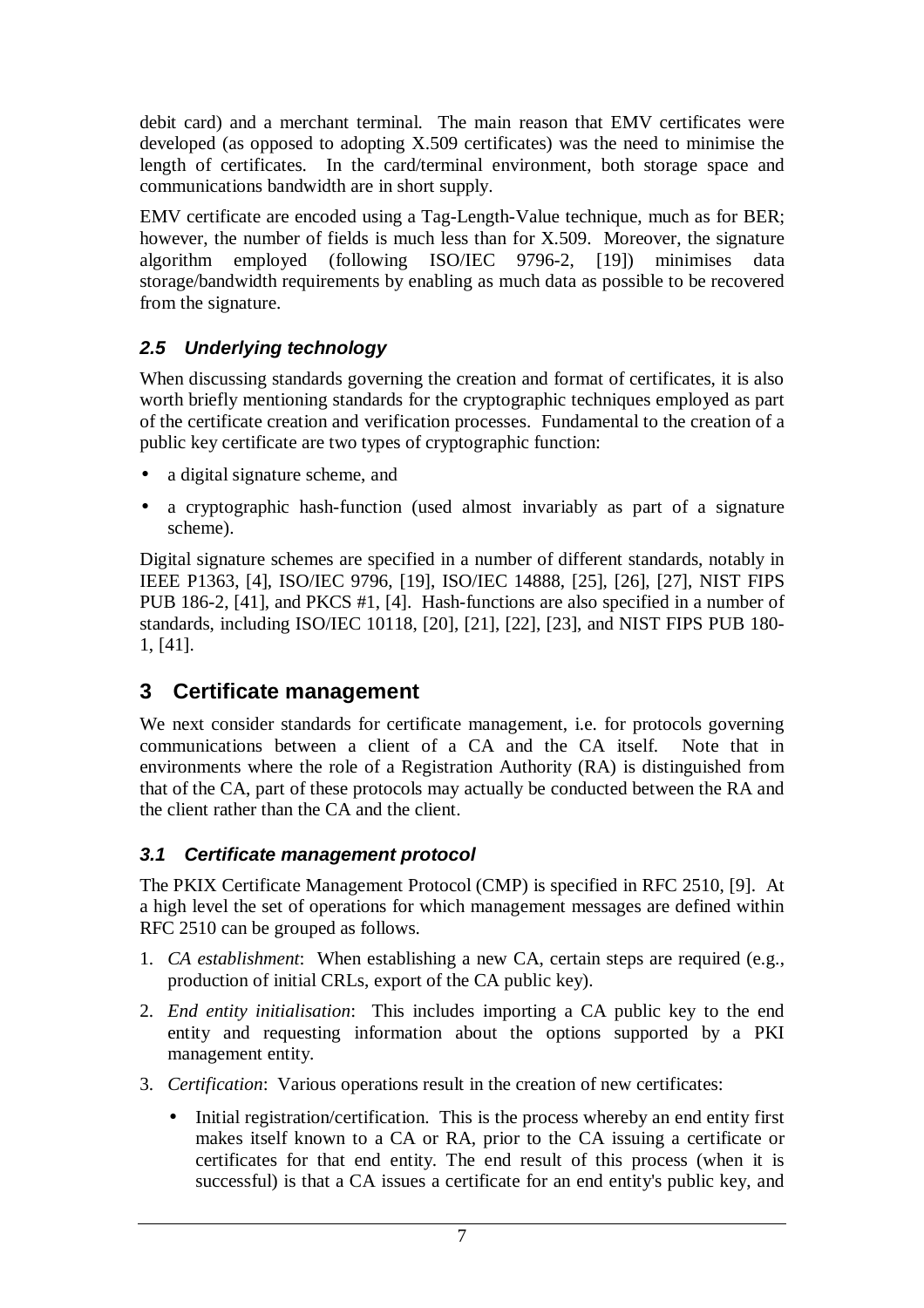debit card) and a merchant terminal. The main reason that EMV certificates were developed (as opposed to adopting X.509 certificates) was the need to minimise the length of certificates. In the card/terminal environment, both storage space and communications bandwidth are in short supply.

EMV certificate are encoded using a Tag-Length-Value technique, much as for BER; however, the number of fields is much less than for X.509. Moreover, the signature algorithm employed (following ISO/IEC 9796-2, [19]) minimises data storage/bandwidth requirements by enabling as much data as possible to be recovered from the signature.

### *2.5 Underlying technology*

When discussing standards governing the creation and format of certificates, it is also worth briefly mentioning standards for the cryptographic techniques employed as part of the certificate creation and verification processes. Fundamental to the creation of a public key certificate are two types of cryptographic function:

- a digital signature scheme, and
- a cryptographic hash-function (used almost invariably as part of a signature scheme).

Digital signature schemes are specified in a number of different standards, notably in IEEE P1363, [4], ISO/IEC 9796, [19], ISO/IEC 14888, [25], [26], [27], NIST FIPS PUB 186-2, [41], and PKCS #1, [4]. Hash-functions are also specified in a number of standards, including ISO/IEC 10118, [20], [21], [22], [23], and NIST FIPS PUB 180-1, [41].

## 3 Certificate management

We next consider standards for certificate management, i.e. for protocols governing communications between a client of a CA and the CA itself. Note that in environments where the role of a Registration Authority (RA) is distinguished from that of the CA, part of these protocols may actually be conducted between the RA and the client rather than the CA and the client.

### *3.1 Certificate management protocol*

The PKIX Certificate Management Protocol (CMP) is specified in RFC 2510, [9]. At a high level the set of operations for which management messages are defined within RFC 2510 can be grouped as follows.

1. *CA establishment*: When establishing a new CA, certain steps are required (e.g., production of initial CRLs, export of the CA public key).
2. *End entity initialisation*: This includes importing a CA public key to the end entity and requesting information about the options supported by a PKI management entity.
3. *Certification*: Various operations result in the creation of new certificates:
   - Initial registration/certification. This is the process whereby an end entity first makes itself known to a CA or RA, prior to the CA issuing a certificate or certificates for that end entity. The end result of this process (when it is successful) is that a CA issues a certificate for an end entity's public key, and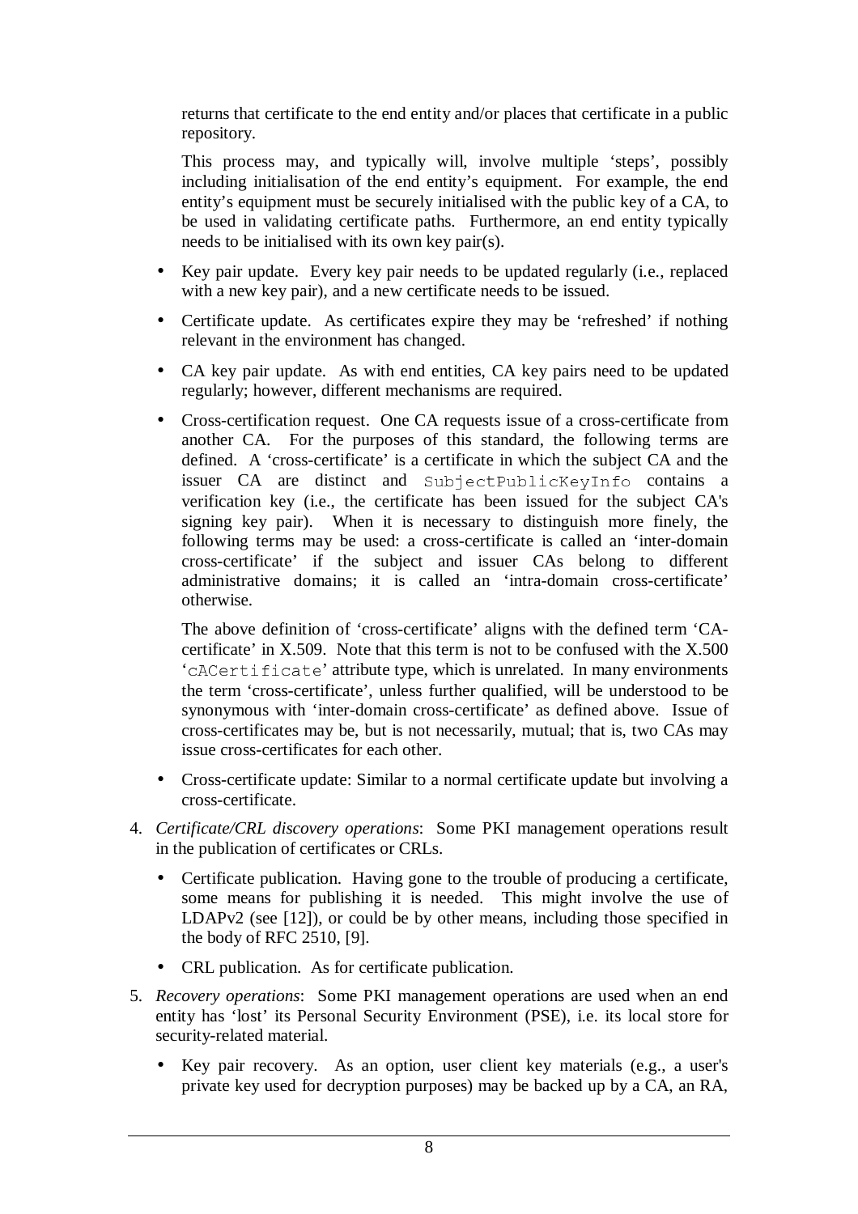returns that certificate to the end entity and/or places that certificate in a public repository.

This process may, and typically will, involve multiple 'steps', possibly including initialisation of the end entity's equipment. For example, the end entity's equipment must be securely initialised with the public key of a CA, to be used in validating certificate paths. Furthermore, an end entity typically needs to be initialised with its own key pair(s).

- Key pair update. Every key pair needs to be updated regularly (i.e., replaced with a new key pair), and a new certificate needs to be issued.
- Certificate update. As certificates expire they may be 'refreshed' if nothing relevant in the environment has changed.
- CA key pair update. As with end entities, CA key pairs need to be updated regularly; however, different mechanisms are required.
- Cross-certification request. One CA requests issue of a cross-certificate from another CA. For the purposes of this standard, the following terms are defined. A 'cross-certificate' is a certificate in which the subject CA and the issuer CA are distinct and `SubjectPublicKeyInfo` contains a verification key (i.e., the certificate has been issued for the subject CA's signing key pair). When it is necessary to distinguish more finely, the following terms may be used: a cross-certificate is called an 'inter-domain cross-certificate' if the subject and issuer CAs belong to different administrative domains; it is called an 'intra-domain cross-certificate' otherwise.

  The above definition of 'cross-certificate' aligns with the defined term 'CA-certificate' in X.509. Note that this term is not to be confused with the X.500 '`cACertificate`' attribute type, which is unrelated. In many environments the term 'cross-certificate', unless further qualified, will be understood to be synonymous with 'inter-domain cross-certificate' as defined above. Issue of cross-certificates may be, but is not necessarily, mutual; that is, two CAs may issue cross-certificates for each other.

- Cross-certificate update: Similar to a normal certificate update but involving a cross-certificate.

4. *Certificate/CRL discovery operations*: Some PKI management operations result in the publication of certificates or CRLs.
   - Certificate publication. Having gone to the trouble of producing a certificate, some means for publishing it is needed. This might involve the use of LDAPv2 (see [12]), or could be by other means, including those specified in the body of RFC 2510, [9].
   - CRL publication. As for certificate publication.
5. *Recovery operations*: Some PKI management operations are used when an end entity has 'lost' its Personal Security Environment (PSE), i.e. its local store for security-related material.
   - Key pair recovery. As an option, user client key materials (e.g., a user's private key used for decryption purposes) may be backed up by a CA, an RA,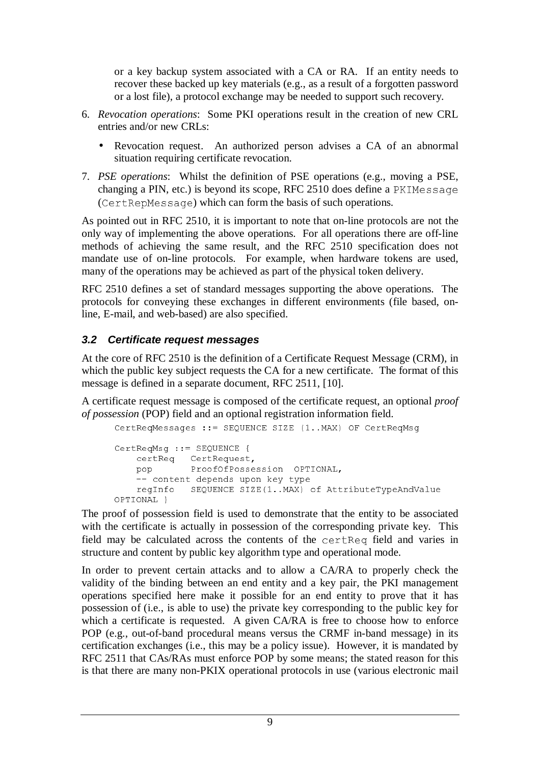or a key backup system associated with a CA or RA. If an entity needs to recover these backed up key materials (e.g., as a result of a forgotten password or a lost file), a protocol exchange may be needed to support such recovery.

6. *Revocation operations*: Some PKI operations result in the creation of new CRL entries and/or new CRLs:
   - Revocation request. An authorized person advises a CA of an abnormal situation requiring certificate revocation.
7. *PSE operations*: Whilst the definition of PSE operations (e.g., moving a PSE, changing a PIN, etc.) is beyond its scope, RFC 2510 does define a `PKIMessage` (`CertRepMessage`) which can form the basis of such operations.

As pointed out in RFC 2510, it is important to note that on-line protocols are not the only way of implementing the above operations. For all operations there are off-line methods of achieving the same result, and the RFC 2510 specification does not mandate use of on-line protocols. For example, when hardware tokens are used, many of the operations may be achieved as part of the physical token delivery.

RFC 2510 defines a set of standard messages supporting the above operations. The protocols for conveying these exchanges in different environments (file based, on-line, E-mail, and web-based) are also specified.

### 3.2 Certificate request messages

At the core of RFC 2510 is the definition of a Certificate Request Message (CRM), in which the public key subject requests the CA for a new certificate. The format of this message is defined in a separate document, RFC 2511, [10].

A certificate request message is composed of the certificate request, an optional *proof of possession* (POP) field and an optional registration information field.

```
CertReqMessages ::= SEQUENCE SIZE (1..MAX) OF CertReqMsg

CertReqMsg ::= SEQUENCE {
    certReq   CertRequest,
    pop       ProofOfPossession  OPTIONAL,
    -- content depends upon key type
    regInfo   SEQUENCE SIZE(1..MAX) of AttributeTypeAndValue
OPTIONAL }
```

The proof of possession field is used to demonstrate that the entity to be associated with the certificate is actually in possession of the corresponding private key. This field may be calculated across the contents of the `certReq` field and varies in structure and content by public key algorithm type and operational mode.

In order to prevent certain attacks and to allow a CA/RA to properly check the validity of the binding between an end entity and a key pair, the PKI management operations specified here make it possible for an end entity to prove that it has possession of (i.e., is able to use) the private key corresponding to the public key for which a certificate is requested. A given CA/RA is free to choose how to enforce POP (e.g., out-of-band procedural means versus the CRMF in-band message) in its certification exchanges (i.e., this may be a policy issue). However, it is mandated by RFC 2511 that CAs/RAs must enforce POP by some means; the stated reason for this is that there are many non-PKIX operational protocols in use (various electronic mail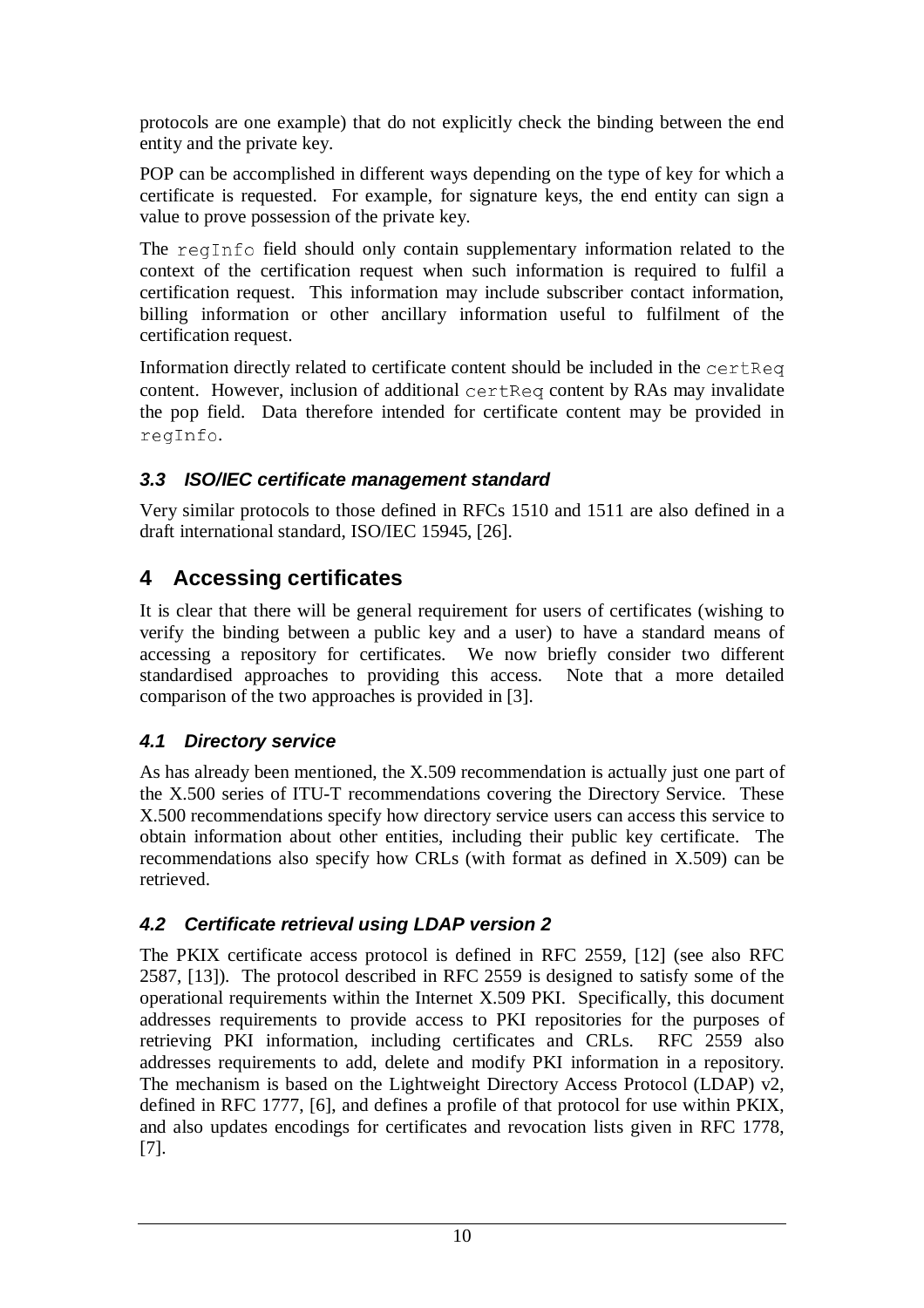protocols are one example) that do not explicitly check the binding between the end entity and the private key.

POP can be accomplished in different ways depending on the type of key for which a certificate is requested. For example, for signature keys, the end entity can sign a value to prove possession of the private key.

The `regInfo` field should only contain supplementary information related to the context of the certification request when such information is required to fulfil a certification request. This information may include subscriber contact information, billing information or other ancillary information useful to fulfilment of the certification request.

Information directly related to certificate content should be included in the `certReq` content. However, inclusion of additional `certReq` content by RAs may invalidate the pop field. Data therefore intended for certificate content may be provided in `regInfo`.

### *3.3 ISO/IEC certificate management standard*

Very similar protocols to those defined in RFCs 1510 and 1511 are also defined in a draft international standard, ISO/IEC 15945, [26].

## 4 Accessing certificates

It is clear that there will be general requirement for users of certificates (wishing to verify the binding between a public key and a user) to have a standard means of accessing a repository for certificates. We now briefly consider two different standardised approaches to providing this access. Note that a more detailed comparison of the two approaches is provided in [3].

### *4.1 Directory service*

As has already been mentioned, the X.509 recommendation is actually just one part of the X.500 series of ITU-T recommendations covering the Directory Service. These X.500 recommendations specify how directory service users can access this service to obtain information about other entities, including their public key certificate. The recommendations also specify how CRLs (with format as defined in X.509) can be retrieved.

### *4.2 Certificate retrieval using LDAP version 2*

The PKIX certificate access protocol is defined in RFC 2559, [12] (see also RFC 2587, [13]). The protocol described in RFC 2559 is designed to satisfy some of the operational requirements within the Internet X.509 PKI. Specifically, this document addresses requirements to provide access to PKI repositories for the purposes of retrieving PKI information, including certificates and CRLs. RFC 2559 also addresses requirements to add, delete and modify PKI information in a repository. The mechanism is based on the Lightweight Directory Access Protocol (LDAP) v2, defined in RFC 1777, [6], and defines a profile of that protocol for use within PKIX, and also updates encodings for certificates and revocation lists given in RFC 1778, [7].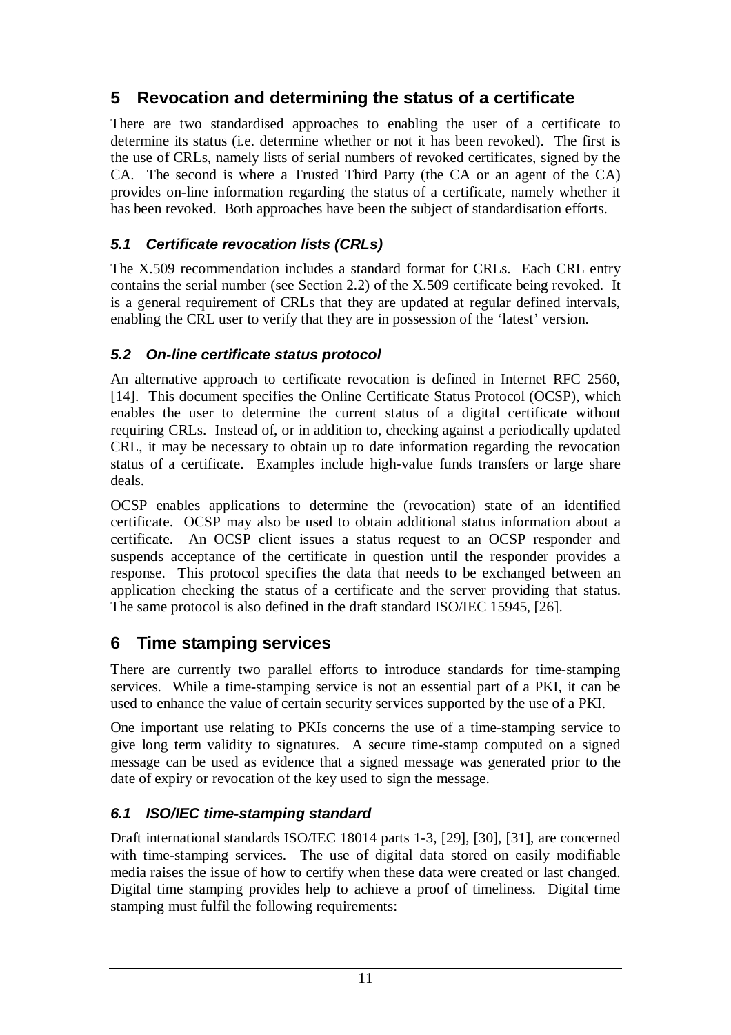# 5 Revocation and determining the status of a certificate

There are two standardised approaches to enabling the user of a certificate to determine its status (i.e. determine whether or not it has been revoked). The first is the use of CRLs, namely lists of serial numbers of revoked certificates, signed by the CA. The second is where a Trusted Third Party (the CA or an agent of the CA) provides on-line information regarding the status of a certificate, namely whether it has been revoked. Both approaches have been the subject of standardisation efforts.

## *5.1 Certificate revocation lists (CRLs)*

The X.509 recommendation includes a standard format for CRLs. Each CRL entry contains the serial number (see Section 2.2) of the X.509 certificate being revoked. It is a general requirement of CRLs that they are updated at regular defined intervals, enabling the CRL user to verify that they are in possession of the 'latest' version.

## *5.2 On-line certificate status protocol*

An alternative approach to certificate revocation is defined in Internet RFC 2560, [14]. This document specifies the Online Certificate Status Protocol (OCSP), which enables the user to determine the current status of a digital certificate without requiring CRLs. Instead of, or in addition to, checking against a periodically updated CRL, it may be necessary to obtain up to date information regarding the revocation status of a certificate. Examples include high-value funds transfers or large share deals.

OCSP enables applications to determine the (revocation) state of an identified certificate. OCSP may also be used to obtain additional status information about a certificate. An OCSP client issues a status request to an OCSP responder and suspends acceptance of the certificate in question until the responder provides a response. This protocol specifies the data that needs to be exchanged between an application checking the status of a certificate and the server providing that status. The same protocol is also defined in the draft standard ISO/IEC 15945, [26].

# 6 Time stamping services

There are currently two parallel efforts to introduce standards for time-stamping services. While a time-stamping service is not an essential part of a PKI, it can be used to enhance the value of certain security services supported by the use of a PKI.

One important use relating to PKIs concerns the use of a time-stamping service to give long term validity to signatures. A secure time-stamp computed on a signed message can be used as evidence that a signed message was generated prior to the date of expiry or revocation of the key used to sign the message.

## *6.1 ISO/IEC time-stamping standard*

Draft international standards ISO/IEC 18014 parts 1-3, [29], [30], [31], are concerned with time-stamping services. The use of digital data stored on easily modifiable media raises the issue of how to certify when these data were created or last changed. Digital time stamping provides help to achieve a proof of timeliness. Digital time stamping must fulfil the following requirements: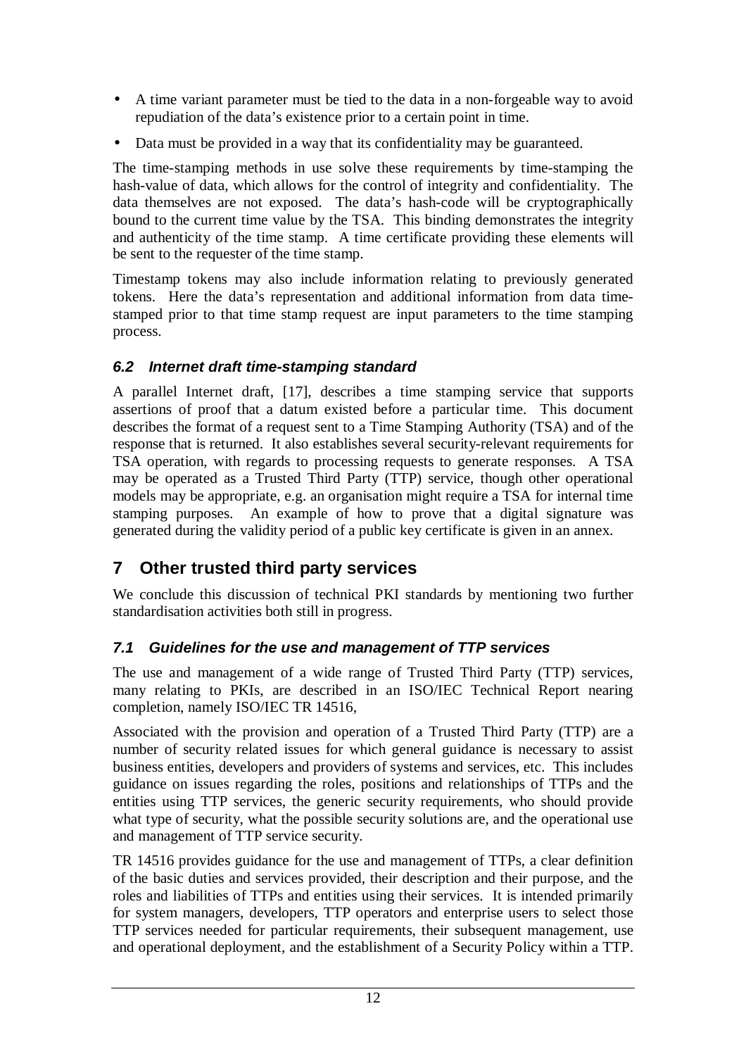- A time variant parameter must be tied to the data in a non-forgeable way to avoid repudiation of the data's existence prior to a certain point in time.
- Data must be provided in a way that its confidentiality may be guaranteed.

The time-stamping methods in use solve these requirements by time-stamping the hash-value of data, which allows for the control of integrity and confidentiality. The data themselves are not exposed. The data's hash-code will be cryptographically bound to the current time value by the TSA. This binding demonstrates the integrity and authenticity of the time stamp. A time certificate providing these elements will be sent to the requester of the time stamp.

Timestamp tokens may also include information relating to previously generated tokens. Here the data's representation and additional information from data time-stamped prior to that time stamp request are input parameters to the time stamping process.

### 6.2 Internet draft time-stamping standard

A parallel Internet draft, [17], describes a time stamping service that supports assertions of proof that a datum existed before a particular time. This document describes the format of a request sent to a Time Stamping Authority (TSA) and of the response that is returned. It also establishes several security-relevant requirements for TSA operation, with regards to processing requests to generate responses. A TSA may be operated as a Trusted Third Party (TTP) service, though other operational models may be appropriate, e.g. an organisation might require a TSA for internal time stamping purposes. An example of how to prove that a digital signature was generated during the validity period of a public key certificate is given in an annex.

## 7 Other trusted third party services

We conclude this discussion of technical PKI standards by mentioning two further standardisation activities both still in progress.

### 7.1 Guidelines for the use and management of TTP services

The use and management of a wide range of Trusted Third Party (TTP) services, many relating to PKIs, are described in an ISO/IEC Technical Report nearing completion, namely ISO/IEC TR 14516,

Associated with the provision and operation of a Trusted Third Party (TTP) are a number of security related issues for which general guidance is necessary to assist business entities, developers and providers of systems and services, etc. This includes guidance on issues regarding the roles, positions and relationships of TTPs and the entities using TTP services, the generic security requirements, who should provide what type of security, what the possible security solutions are, and the operational use and management of TTP service security.

TR 14516 provides guidance for the use and management of TTPs, a clear definition of the basic duties and services provided, their description and their purpose, and the roles and liabilities of TTPs and entities using their services. It is intended primarily for system managers, developers, TTP operators and enterprise users to select those TTP services needed for particular requirements, their subsequent management, use and operational deployment, and the establishment of a Security Policy within a TTP.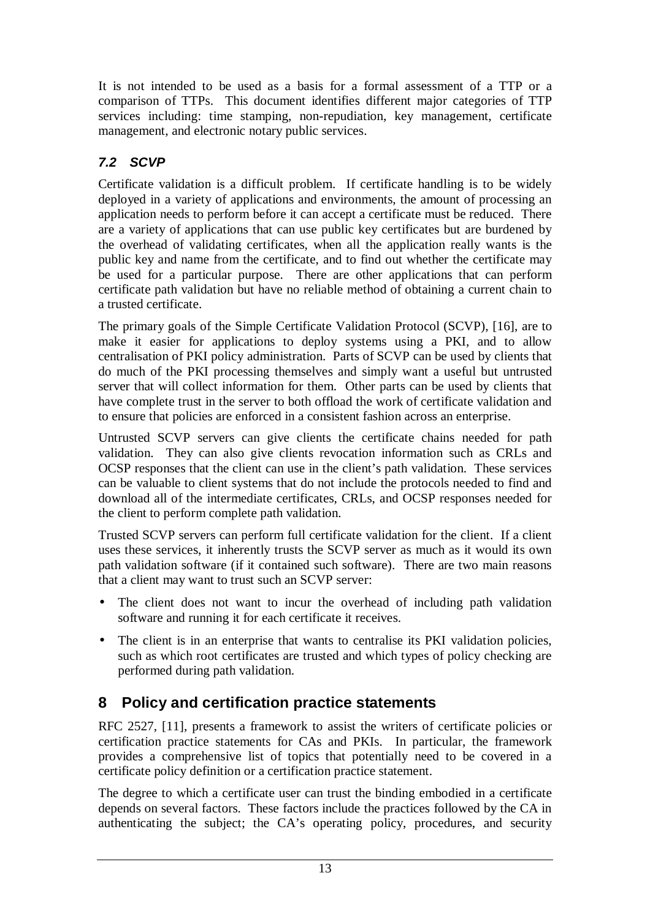It is not intended to be used as a basis for a formal assessment of a TTP or a comparison of TTPs. This document identifies different major categories of TTP services including: time stamping, non-repudiation, key management, certificate management, and electronic notary public services.

### *7.2 SCVP*

Certificate validation is a difficult problem. If certificate handling is to be widely deployed in a variety of applications and environments, the amount of processing an application needs to perform before it can accept a certificate must be reduced. There are a variety of applications that can use public key certificates but are burdened by the overhead of validating certificates, when all the application really wants is the public key and name from the certificate, and to find out whether the certificate may be used for a particular purpose. There are other applications that can perform certificate path validation but have no reliable method of obtaining a current chain to a trusted certificate.

The primary goals of the Simple Certificate Validation Protocol (SCVP), [16], are to make it easier for applications to deploy systems using a PKI, and to allow centralisation of PKI policy administration. Parts of SCVP can be used by clients that do much of the PKI processing themselves and simply want a useful but untrusted server that will collect information for them. Other parts can be used by clients that have complete trust in the server to both offload the work of certificate validation and to ensure that policies are enforced in a consistent fashion across an enterprise.

Untrusted SCVP servers can give clients the certificate chains needed for path validation. They can also give clients revocation information such as CRLs and OCSP responses that the client can use in the client's path validation. These services can be valuable to client systems that do not include the protocols needed to find and download all of the intermediate certificates, CRLs, and OCSP responses needed for the client to perform complete path validation.

Trusted SCVP servers can perform full certificate validation for the client. If a client uses these services, it inherently trusts the SCVP server as much as it would its own path validation software (if it contained such software). There are two main reasons that a client may want to trust such an SCVP server:

- The client does not want to incur the overhead of including path validation software and running it for each certificate it receives.
- The client is in an enterprise that wants to centralise its PKI validation policies, such as which root certificates are trusted and which types of policy checking are performed during path validation.

## 8 Policy and certification practice statements

RFC 2527, [11], presents a framework to assist the writers of certificate policies or certification practice statements for CAs and PKIs. In particular, the framework provides a comprehensive list of topics that potentially need to be covered in a certificate policy definition or a certification practice statement.

The degree to which a certificate user can trust the binding embodied in a certificate depends on several factors. These factors include the practices followed by the CA in authenticating the subject; the CA's operating policy, procedures, and security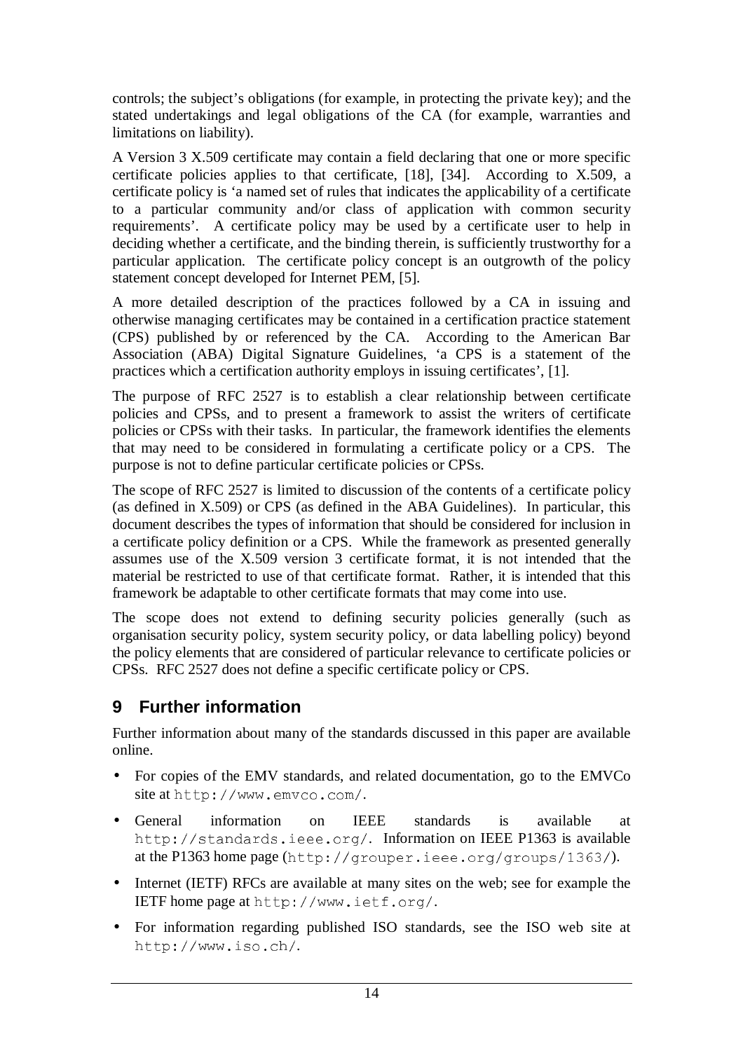controls; the subject's obligations (for example, in protecting the private key); and the stated undertakings and legal obligations of the CA (for example, warranties and limitations on liability).

A Version 3 X.509 certificate may contain a field declaring that one or more specific certificate policies applies to that certificate, [18], [34]. According to X.509, a certificate policy is 'a named set of rules that indicates the applicability of a certificate to a particular community and/or class of application with common security requirements'. A certificate policy may be used by a certificate user to help in deciding whether a certificate, and the binding therein, is sufficiently trustworthy for a particular application. The certificate policy concept is an outgrowth of the policy statement concept developed for Internet PEM, [5].

A more detailed description of the practices followed by a CA in issuing and otherwise managing certificates may be contained in a certification practice statement (CPS) published by or referenced by the CA. According to the American Bar Association (ABA) Digital Signature Guidelines, 'a CPS is a statement of the practices which a certification authority employs in issuing certificates', [1].

The purpose of RFC 2527 is to establish a clear relationship between certificate policies and CPSs, and to present a framework to assist the writers of certificate policies or CPSs with their tasks. In particular, the framework identifies the elements that may need to be considered in formulating a certificate policy or a CPS. The purpose is not to define particular certificate policies or CPSs.

The scope of RFC 2527 is limited to discussion of the contents of a certificate policy (as defined in X.509) or CPS (as defined in the ABA Guidelines). In particular, this document describes the types of information that should be considered for inclusion in a certificate policy definition or a CPS. While the framework as presented generally assumes use of the X.509 version 3 certificate format, it is not intended that the material be restricted to use of that certificate format. Rather, it is intended that this framework be adaptable to other certificate formats that may come into use.

The scope does not extend to defining security policies generally (such as organisation security policy, system security policy, or data labelling policy) beyond the policy elements that are considered of particular relevance to certificate policies or CPSs. RFC 2527 does not define a specific certificate policy or CPS.

## 9 Further information

Further information about many of the standards discussed in this paper are available online.

- For copies of the EMV standards, and related documentation, go to the EMVCo site at `http://www.emvco.com/`.
- General information on IEEE standards is available at `http://standards.ieee.org/`. Information on IEEE P1363 is available at the P1363 home page (`http://grouper.ieee.org/groups/1363/`).
- Internet (IETF) RFCs are available at many sites on the web; see for example the IETF home page at `http://www.ietf.org/`.
- For information regarding published ISO standards, see the ISO web site at `http://www.iso.ch/`.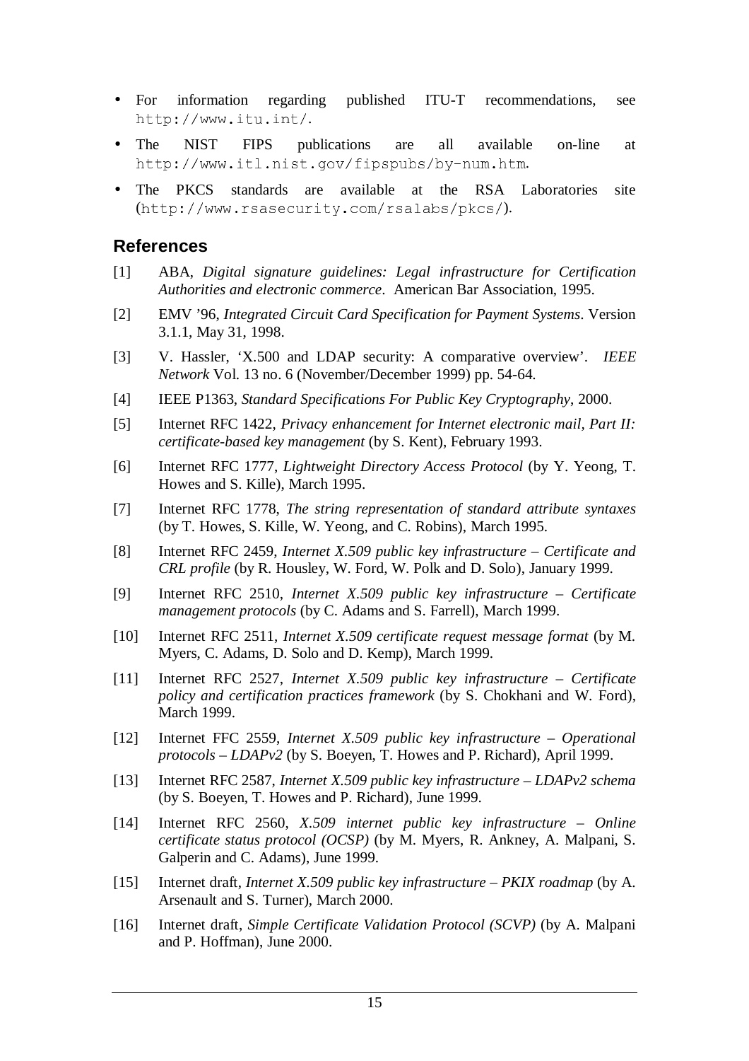- For information regarding published ITU-T recommendations, see `http://www.itu.int/`.
- The NIST FIPS publications are all available on-line at `http://www.itl.nist.gov/fipspubs/by-num.htm`.
- The PKCS standards are available at the RSA Laboratories site (`http://www.rsasecurity.com/rsalabs/pkcs/`).

## References

[1] ABA, *Digital signature guidelines: Legal infrastructure for Certification Authorities and electronic commerce*. American Bar Association, 1995.

[2] EMV '96, *Integrated Circuit Card Specification for Payment Systems*. Version 3.1.1, May 31, 1998.

[3] V. Hassler, 'X.500 and LDAP security: A comparative overview'. *IEEE Network* Vol. 13 no. 6 (November/December 1999) pp. 54-64.

[4] IEEE P1363, *Standard Specifications For Public Key Cryptography*, 2000.

[5] Internet RFC 1422, *Privacy enhancement for Internet electronic mail, Part II: certificate-based key management* (by S. Kent), February 1993.

[6] Internet RFC 1777, *Lightweight Directory Access Protocol* (by Y. Yeong, T. Howes and S. Kille), March 1995.

[7] Internet RFC 1778, *The string representation of standard attribute syntaxes* (by T. Howes, S. Kille, W. Yeong, and C. Robins), March 1995.

[8] Internet RFC 2459, *Internet X.509 public key infrastructure – Certificate and CRL profile* (by R. Housley, W. Ford, W. Polk and D. Solo), January 1999.

[9] Internet RFC 2510, *Internet X.509 public key infrastructure – Certificate management protocols* (by C. Adams and S. Farrell), March 1999.

[10] Internet RFC 2511, *Internet X.509 certificate request message format* (by M. Myers, C. Adams, D. Solo and D. Kemp), March 1999.

[11] Internet RFC 2527, *Internet X.509 public key infrastructure – Certificate policy and certification practices framework* (by S. Chokhani and W. Ford), March 1999.

[12] Internet FFC 2559, *Internet X.509 public key infrastructure – Operational protocols – LDAPv2* (by S. Boeyen, T. Howes and P. Richard), April 1999.

[13] Internet RFC 2587, *Internet X.509 public key infrastructure – LDAPv2 schema* (by S. Boeyen, T. Howes and P. Richard), June 1999.

[14] Internet RFC 2560, *X.509 internet public key infrastructure – Online certificate status protocol (OCSP)* (by M. Myers, R. Ankney, A. Malpani, S. Galperin and C. Adams), June 1999.

[15] Internet draft, *Internet X.509 public key infrastructure – PKIX roadmap* (by A. Arsenault and S. Turner), March 2000.

[16] Internet draft, *Simple Certificate Validation Protocol (SCVP)* (by A. Malpani and P. Hoffman), June 2000.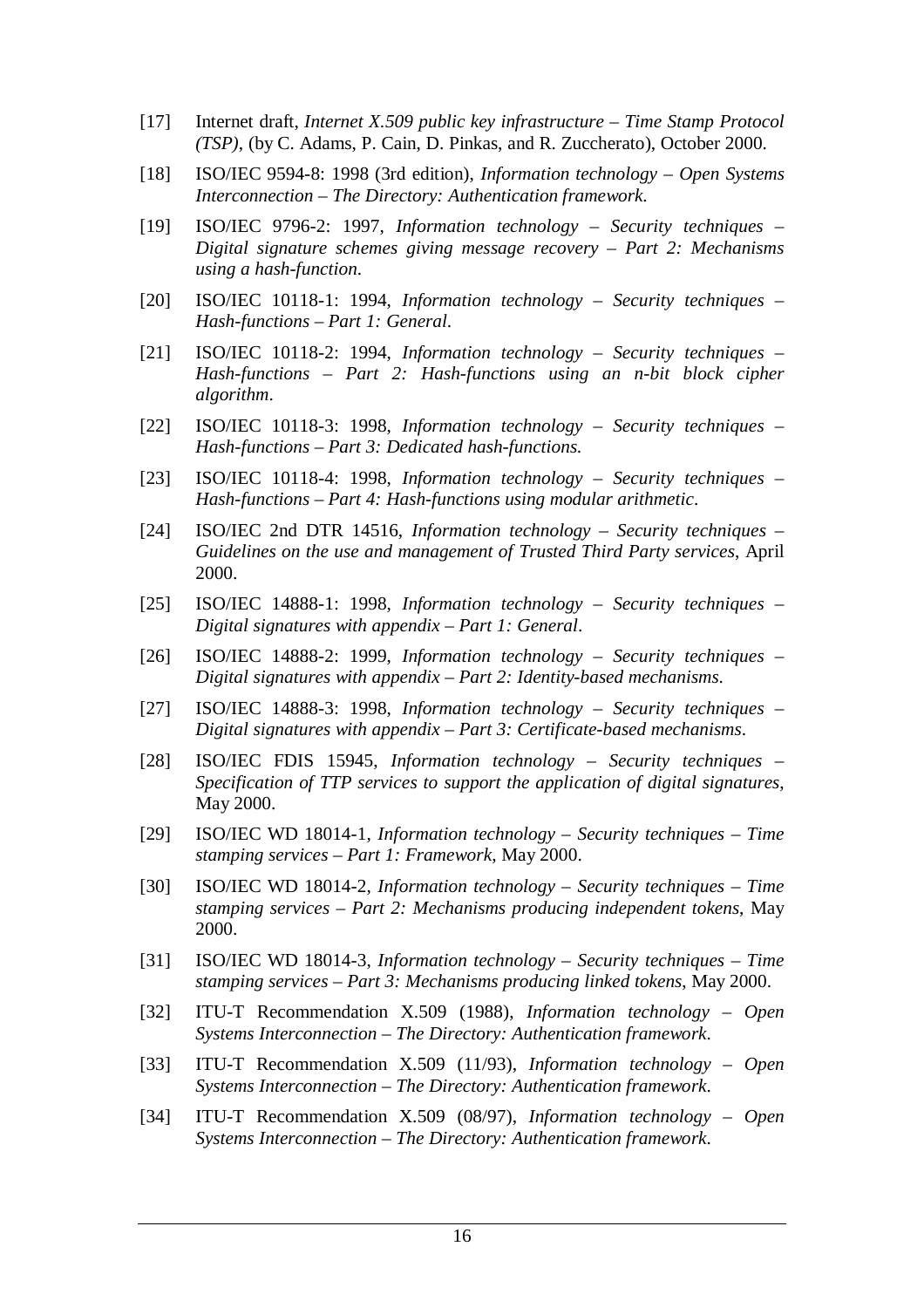[17] Internet draft, *Internet X.509 public key infrastructure – Time Stamp Protocol (TSP)*, (by C. Adams, P. Cain, D. Pinkas, and R. Zuccherato), October 2000.

[18] ISO/IEC 9594-8: 1998 (3rd edition), *Information technology – Open Systems Interconnection – The Directory: Authentication framework*.

[19] ISO/IEC 9796-2: 1997, *Information technology – Security techniques – Digital signature schemes giving message recovery – Part 2: Mechanisms using a hash-function*.

[20] ISO/IEC 10118-1: 1994, *Information technology – Security techniques – Hash-functions – Part 1: General*.

[21] ISO/IEC 10118-2: 1994, *Information technology – Security techniques – Hash-functions – Part 2: Hash-functions using an n-bit block cipher algorithm*.

[22] ISO/IEC 10118-3: 1998, *Information technology – Security techniques – Hash-functions – Part 3: Dedicated hash-functions.*

[23] ISO/IEC 10118-4: 1998, *Information technology – Security techniques – Hash-functions – Part 4: Hash-functions using modular arithmetic*.

[24] ISO/IEC 2nd DTR 14516, *Information technology – Security techniques – Guidelines on the use and management of Trusted Third Party services*, April 2000.

[25] ISO/IEC 14888-1: 1998, *Information technology – Security techniques – Digital signatures with appendix – Part 1: General*.

[26] ISO/IEC 14888-2: 1999, *Information technology – Security techniques – Digital signatures with appendix – Part 2: Identity-based mechanisms*.

[27] ISO/IEC 14888-3: 1998, *Information technology – Security techniques – Digital signatures with appendix – Part 3: Certificate-based mechanisms*.

[28] ISO/IEC FDIS 15945, *Information technology – Security techniques – Specification of TTP services to support the application of digital signatures*, May 2000.

[29] ISO/IEC WD 18014-1, *Information technology – Security techniques – Time stamping services – Part 1: Framework*, May 2000.

[30] ISO/IEC WD 18014-2, *Information technology – Security techniques – Time stamping services – Part 2: Mechanisms producing independent tokens*, May 2000.

[31] ISO/IEC WD 18014-3, *Information technology – Security techniques – Time stamping services – Part 3: Mechanisms producing linked tokens*, May 2000.

[32] ITU-T Recommendation X.509 (1988), *Information technology – Open Systems Interconnection – The Directory: Authentication framework*.

[33] ITU-T Recommendation X.509 (11/93), *Information technology – Open Systems Interconnection – The Directory: Authentication framework*.

[34] ITU-T Recommendation X.509 (08/97), *Information technology – Open Systems Interconnection – The Directory: Authentication framework*.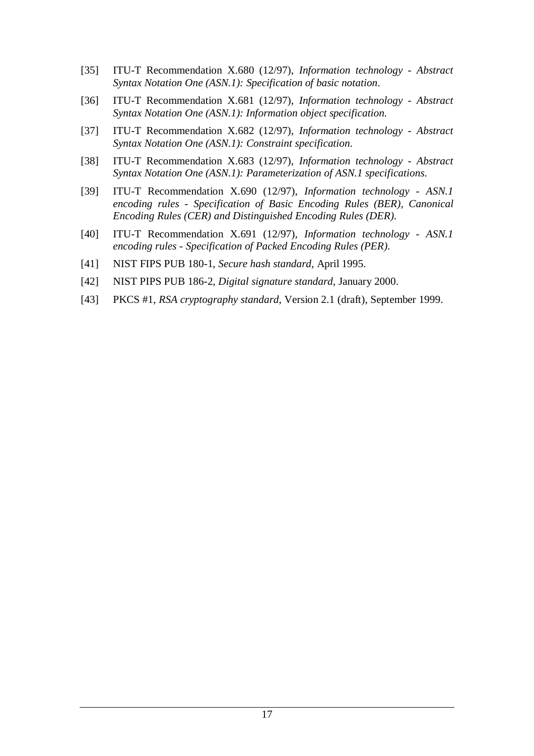[35] ITU-T Recommendation X.680 (12/97), *Information technology - Abstract Syntax Notation One (ASN.1): Specification of basic notation*.

[36] ITU-T Recommendation X.681 (12/97), *Information technology - Abstract Syntax Notation One (ASN.1): Information object specification.*

[37] ITU-T Recommendation X.682 (12/97), *Information technology - Abstract Syntax Notation One (ASN.1): Constraint specification*.

[38] ITU-T Recommendation X.683 (12/97), *Information technology - Abstract Syntax Notation One (ASN.1): Parameterization of ASN.1 specifications.*

[39] ITU-T Recommendation X.690 (12/97), *Information technology - ASN.1 encoding rules - Specification of Basic Encoding Rules (BER), Canonical Encoding Rules (CER) and Distinguished Encoding Rules (DER).*

[40] ITU-T Recommendation X.691 (12/97), *Information technology - ASN.1 encoding rules - Specification of Packed Encoding Rules (PER).*

[41] NIST FIPS PUB 180-1, *Secure hash standard*, April 1995.

[42] NIST PIPS PUB 186-2, *Digital signature standard*, January 2000.

[43] PKCS #1, *RSA cryptography standard*, Version 2.1 (draft), September 1999.